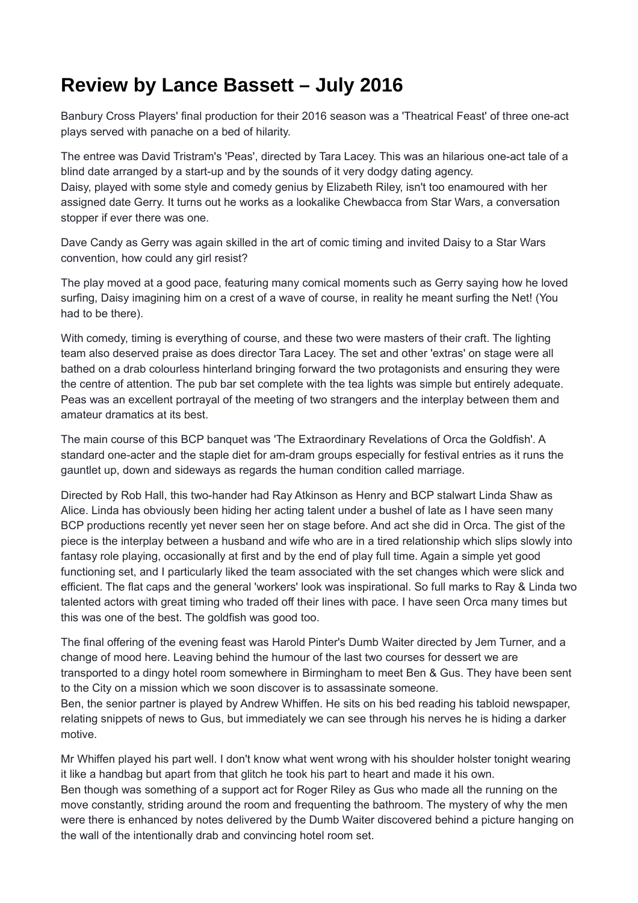# Review by Lance Bassett – July 2016

Banbury Cross Players' final production for their 2016 season was a 'Theatrical Feast' of three one-act plays served with panache on a bed of hilarity.

The entree was David Tristram's 'Peas', directed by Tara Lacey. This was an hilarious one-act tale of a blind date arranged by a start-up and by the sounds of it very dodgy dating agency.
Daisy, played with some style and comedy genius by Elizabeth Riley, isn't too enamoured with her assigned date Gerry. It turns out he works as a lookalike Chewbacca from Star Wars, a conversation stopper if ever there was one.

Dave Candy as Gerry was again skilled in the art of comic timing and invited Daisy to a Star Wars convention, how could any girl resist?

The play moved at a good pace, featuring many comical moments such as Gerry saying how he loved surfing, Daisy imagining him on a crest of a wave of course, in reality he meant surfing the Net! (You had to be there).

With comedy, timing is everything of course, and these two were masters of their craft. The lighting team also deserved praise as does director Tara Lacey. The set and other 'extras' on stage were all bathed on a drab colourless hinterland bringing forward the two protagonists and ensuring they were the centre of attention. The pub bar set complete with the tea lights was simple but entirely adequate. Peas was an excellent portrayal of the meeting of two strangers and the interplay between them and amateur dramatics at its best.

The main course of this BCP banquet was 'The Extraordinary Revelations of Orca the Goldfish'. A standard one-acter and the staple diet for am-dram groups especially for festival entries as it runs the gauntlet up, down and sideways as regards the human condition called marriage.

Directed by Rob Hall, this two-hander had Ray Atkinson as Henry and BCP stalwart Linda Shaw as Alice. Linda has obviously been hiding her acting talent under a bushel of late as I have seen many BCP productions recently yet never seen her on stage before. And act she did in Orca. The gist of the piece is the interplay between a husband and wife who are in a tired relationship which slips slowly into fantasy role playing, occasionally at first and by the end of play full time. Again a simple yet good functioning set, and I particularly liked the team associated with the set changes which were slick and efficient. The flat caps and the general 'workers' look was inspirational. So full marks to Ray & Linda two talented actors with great timing who traded off their lines with pace. I have seen Orca many times but this was one of the best. The goldfish was good too.

The final offering of the evening feast was Harold Pinter's Dumb Waiter directed by Jem Turner, and a change of mood here. Leaving behind the humour of the last two courses for dessert we are transported to a dingy hotel room somewhere in Birmingham to meet Ben & Gus. They have been sent to the City on a mission which we soon discover is to assassinate someone.
Ben, the senior partner is played by Andrew Whiffen. He sits on his bed reading his tabloid newspaper, relating snippets of news to Gus, but immediately we can see through his nerves he is hiding a darker motive.

Mr Whiffen played his part well. I don't know what went wrong with his shoulder holster tonight wearing it like a handbag but apart from that glitch he took his part to heart and made it his own.
Ben though was something of a support act for Roger Riley as Gus who made all the running on the move constantly, striding around the room and frequenting the bathroom. The mystery of why the men were there is enhanced by notes delivered by the Dumb Waiter discovered behind a picture hanging on the wall of the intentionally drab and convincing hotel room set.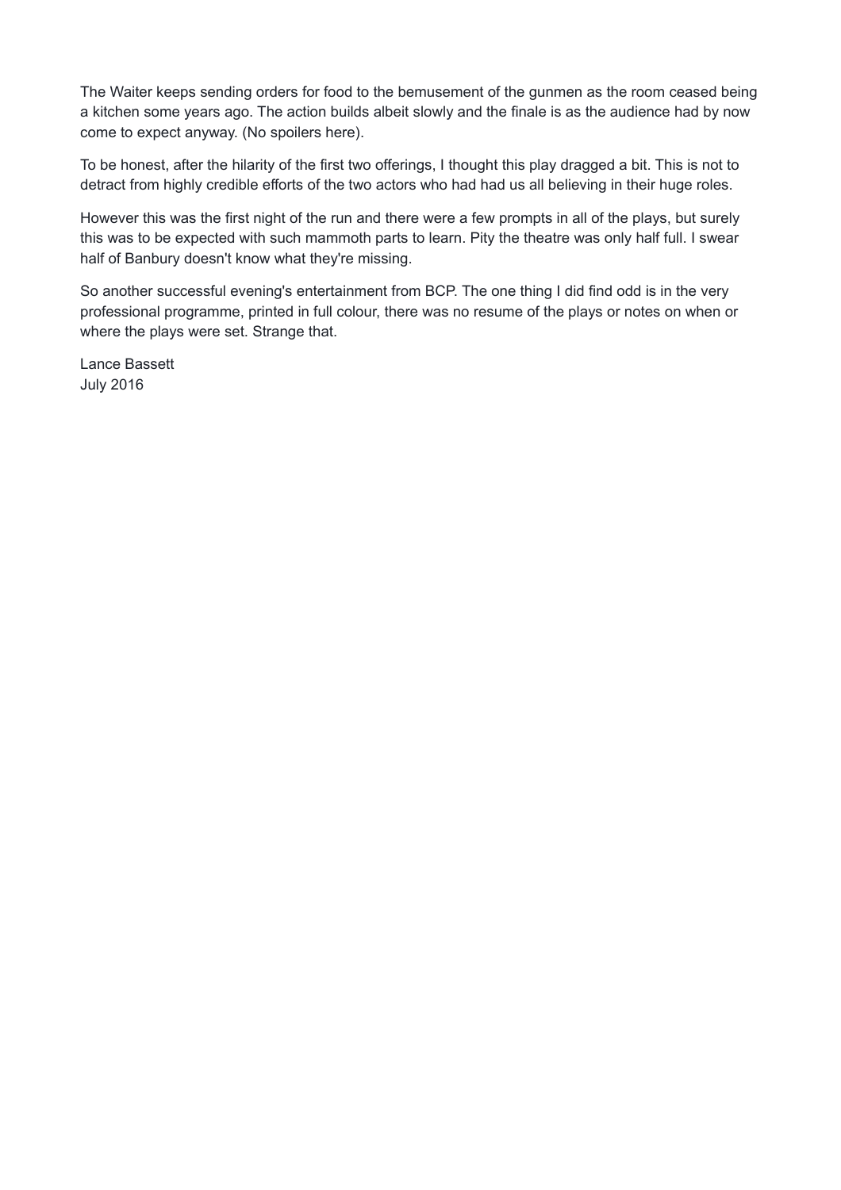The Waiter keeps sending orders for food to the bemusement of the gunmen as the room ceased being a kitchen some years ago. The action builds albeit slowly and the finale is as the audience had by now come to expect anyway. (No spoilers here).

To be honest, after the hilarity of the first two offerings, I thought this play dragged a bit. This is not to detract from highly credible efforts of the two actors who had had us all believing in their huge roles.

However this was the first night of the run and there were a few prompts in all of the plays, but surely this was to be expected with such mammoth parts to learn. Pity the theatre was only half full. I swear half of Banbury doesn't know what they're missing.

So another successful evening's entertainment from BCP. The one thing I did find odd is in the very professional programme, printed in full colour, there was no resume of the plays or notes on when or where the plays were set. Strange that.

Lance Bassett
July 2016